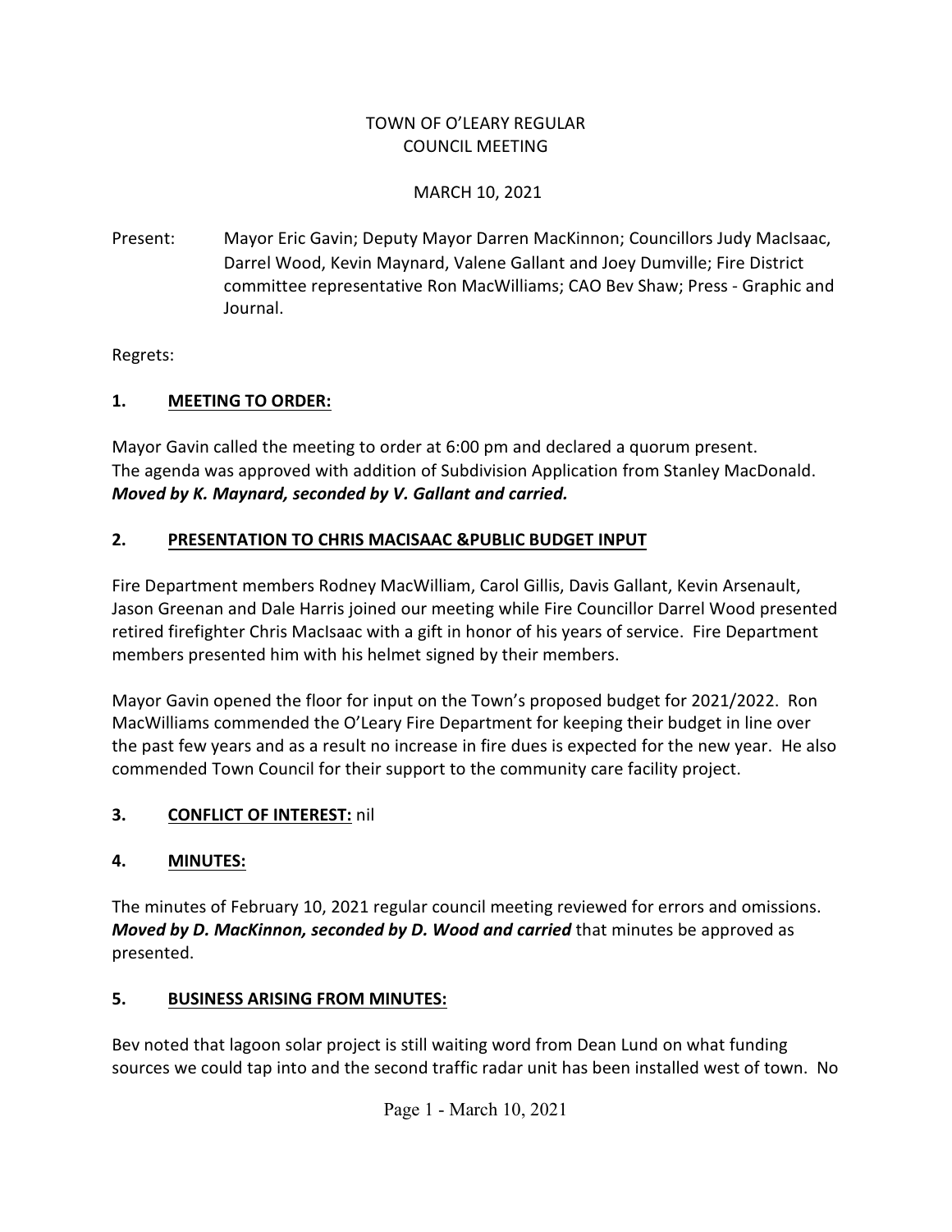# TOWN OF O'LEARY REGULAR COUNCIL MEETING

MARCH 10, 2021

Present: Mayor Eric Gavin; Deputy Mayor Darren MacKinnon; Councillors Judy MacIsaac, Darrel Wood, Kevin Maynard, Valene Gallant and Joey Dumville; Fire District committee representative Ron MacWilliams; CAO Bev Shaw; Press - Graphic and Journal.

Regrets:

## 1. MEETING TO ORDER:

Mayor Gavin called the meeting to order at 6:00 pm and declared a quorum present. The agenda was approved with addition of Subdivision Application from Stanley MacDonald. ***Moved by K. Maynard, seconded by V. Gallant and carried.***

## 2. PRESENTATION TO CHRIS MACISAAC &PUBLIC BUDGET INPUT

Fire Department members Rodney MacWilliam, Carol Gillis, Davis Gallant, Kevin Arsenault, Jason Greenan and Dale Harris joined our meeting while Fire Councillor Darrel Wood presented retired firefighter Chris MacIsaac with a gift in honor of his years of service. Fire Department members presented him with his helmet signed by their members.

Mayor Gavin opened the floor for input on the Town's proposed budget for 2021/2022. Ron MacWilliams commended the O'Leary Fire Department for keeping their budget in line over the past few years and as a result no increase in fire dues is expected for the new year. He also commended Town Council for their support to the community care facility project.

## 3. CONFLICT OF INTEREST: nil

## 4. MINUTES:

The minutes of February 10, 2021 regular council meeting reviewed for errors and omissions. ***Moved by D. MacKinnon, seconded by D. Wood and carried*** that minutes be approved as presented.

## 5. BUSINESS ARISING FROM MINUTES:

Bev noted that lagoon solar project is still waiting word from Dean Lund on what funding sources we could tap into and the second traffic radar unit has been installed west of town. No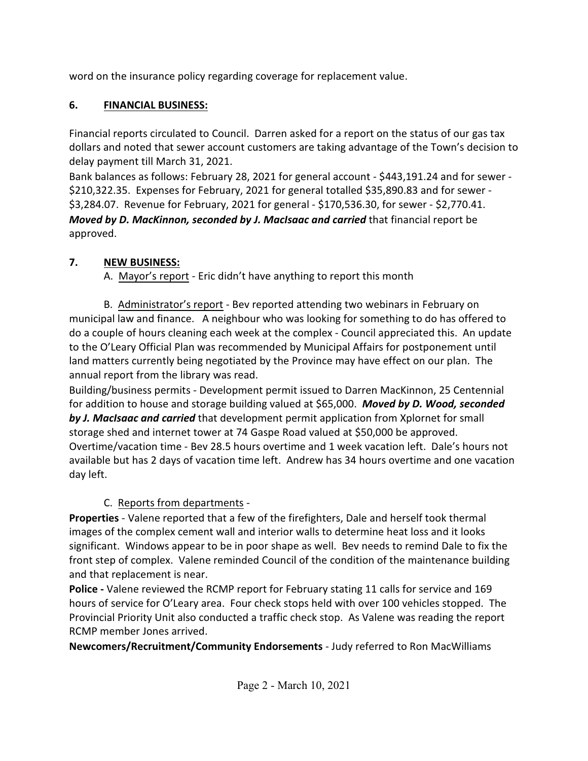word on the insurance policy regarding coverage for replacement value.

## 6. FINANCIAL BUSINESS:

Financial reports circulated to Council. Darren asked for a report on the status of our gas tax dollars and noted that sewer account customers are taking advantage of the Town's decision to delay payment till March 31, 2021.

Bank balances as follows: February 28, 2021 for general account - $443,191.24 and for sewer - $210,322.35. Expenses for February, 2021 for general totalled $35,890.83 and for sewer - $3,284.07. Revenue for February, 2021 for general - $170,536.30, for sewer - $2,770.41. ***Moved by D. MacKinnon, seconded by J. MacIsaac and carried*** that financial report be approved.

## 7. NEW BUSINESS:

A. Mayor's report - Eric didn't have anything to report this month

B. Administrator's report - Bev reported attending two webinars in February on municipal law and finance. A neighbour who was looking for something to do has offered to do a couple of hours cleaning each week at the complex - Council appreciated this. An update to the O'Leary Official Plan was recommended by Municipal Affairs for postponement until land matters currently being negotiated by the Province may have effect on our plan. The annual report from the library was read.

Building/business permits - Development permit issued to Darren MacKinnon, 25 Centennial for addition to house and storage building valued at $65,000. ***Moved by D. Wood, seconded by J. MacIsaac and carried*** that development permit application from Xplornet for small storage shed and internet tower at 74 Gaspe Road valued at $50,000 be approved.

Overtime/vacation time - Bev 28.5 hours overtime and 1 week vacation left. Dale's hours not available but has 2 days of vacation time left. Andrew has 34 hours overtime and one vacation day left.

C. Reports from departments -

**Properties** - Valene reported that a few of the firefighters, Dale and herself took thermal images of the complex cement wall and interior walls to determine heat loss and it looks significant. Windows appear to be in poor shape as well. Bev needs to remind Dale to fix the front step of complex. Valene reminded Council of the condition of the maintenance building and that replacement is near.

**Police -** Valene reviewed the RCMP report for February stating 11 calls for service and 169 hours of service for O'Leary area. Four check stops held with over 100 vehicles stopped. The Provincial Priority Unit also conducted a traffic check stop. As Valene was reading the report RCMP member Jones arrived.

**Newcomers/Recruitment/Community Endorsements** - Judy referred to Ron MacWilliams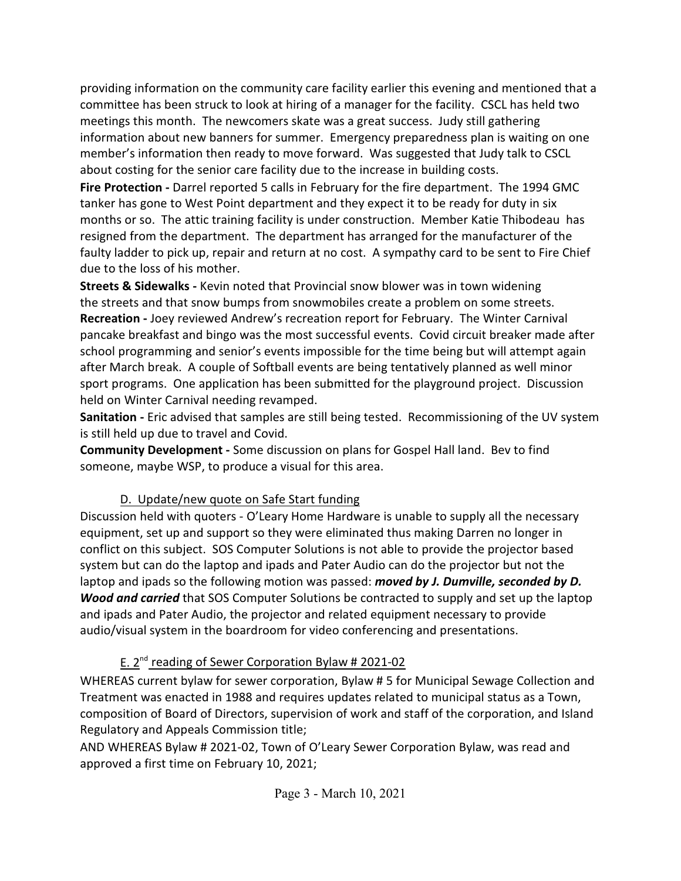providing information on the community care facility earlier this evening and mentioned that a committee has been struck to look at hiring of a manager for the facility. CSCL has held two meetings this month. The newcomers skate was a great success. Judy still gathering information about new banners for summer. Emergency preparedness plan is waiting on one member's information then ready to move forward. Was suggested that Judy talk to CSCL about costing for the senior care facility due to the increase in building costs.

**Fire Protection -** Darrel reported 5 calls in February for the fire department. The 1994 GMC tanker has gone to West Point department and they expect it to be ready for duty in six months or so. The attic training facility is under construction. Member Katie Thibodeau has resigned from the department. The department has arranged for the manufacturer of the faulty ladder to pick up, repair and return at no cost. A sympathy card to be sent to Fire Chief due to the loss of his mother.

**Streets & Sidewalks -** Kevin noted that Provincial snow blower was in town widening the streets and that snow bumps from snowmobiles create a problem on some streets.

**Recreation -** Joey reviewed Andrew's recreation report for February. The Winter Carnival pancake breakfast and bingo was the most successful events. Covid circuit breaker made after school programming and senior's events impossible for the time being but will attempt again after March break. A couple of Softball events are being tentatively planned as well minor sport programs. One application has been submitted for the playground project. Discussion held on Winter Carnival needing revamped.

**Sanitation -** Eric advised that samples are still being tested. Recommissioning of the UV system is still held up due to travel and Covid.

**Community Development -** Some discussion on plans for Gospel Hall land. Bev to find someone, maybe WSP, to produce a visual for this area.

D. Update/new quote on Safe Start funding

Discussion held with quoters - O'Leary Home Hardware is unable to supply all the necessary equipment, set up and support so they were eliminated thus making Darren no longer in conflict on this subject. SOS Computer Solutions is not able to provide the projector based system but can do the laptop and ipads and Pater Audio can do the projector but not the laptop and ipads so the following motion was passed: ***moved by J. Dumville, seconded by D. Wood and carried*** that SOS Computer Solutions be contracted to supply and set up the laptop and ipads and Pater Audio, the projector and related equipment necessary to provide audio/visual system in the boardroom for video conferencing and presentations.

E. 2nd reading of Sewer Corporation Bylaw # 2021-02

WHEREAS current bylaw for sewer corporation, Bylaw # 5 for Municipal Sewage Collection and Treatment was enacted in 1988 and requires updates related to municipal status as a Town, composition of Board of Directors, supervision of work and staff of the corporation, and Island Regulatory and Appeals Commission title;

AND WHEREAS Bylaw # 2021-02, Town of O'Leary Sewer Corporation Bylaw, was read and approved a first time on February 10, 2021;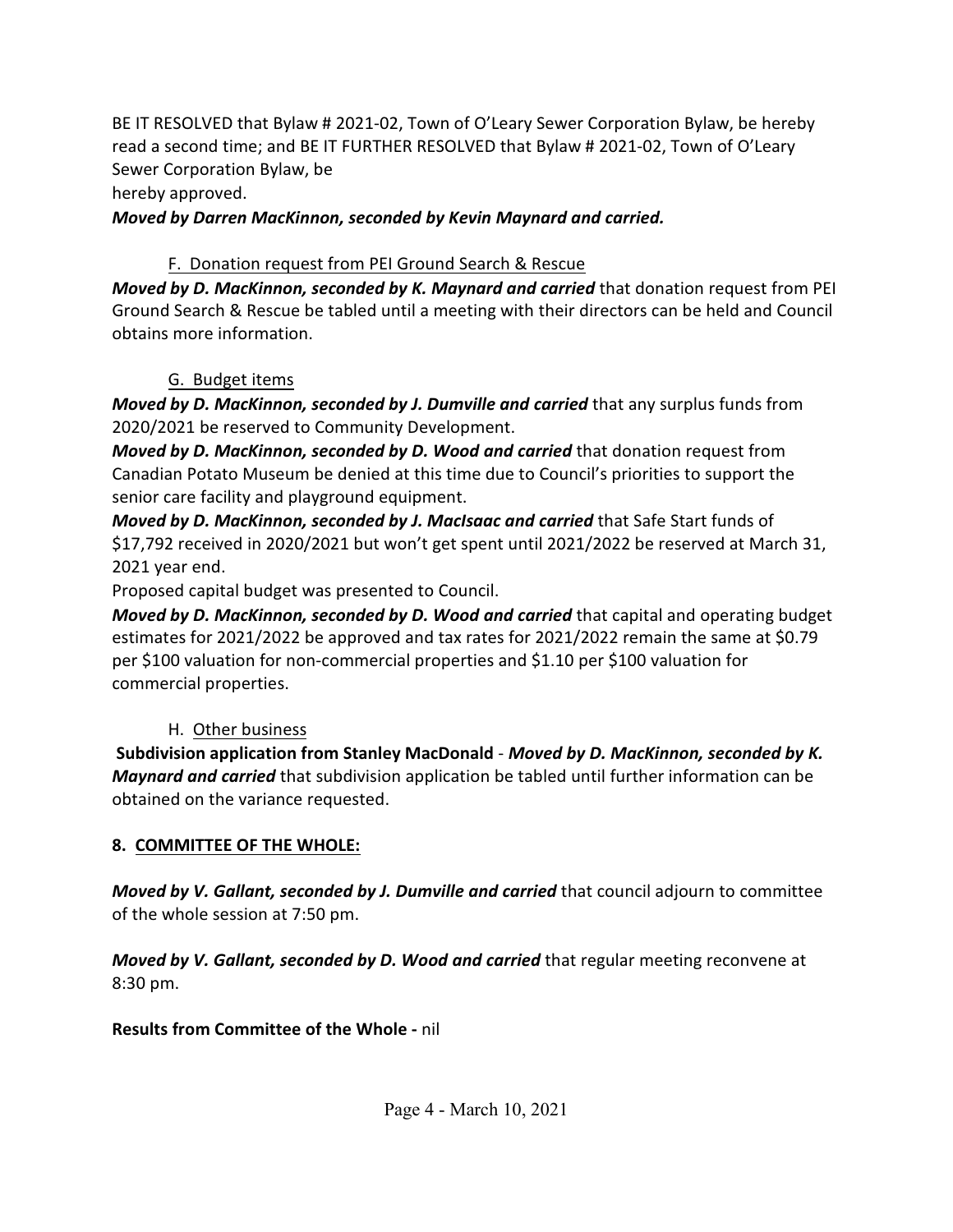BE IT RESOLVED that Bylaw # 2021-02, Town of O'Leary Sewer Corporation Bylaw, be hereby read a second time; and BE IT FURTHER RESOLVED that Bylaw # 2021-02, Town of O'Leary Sewer Corporation Bylaw, be
hereby approved.

***Moved by Darren MacKinnon, seconded by Kevin Maynard and carried.***

F. <u>Donation request from PEI Ground Search & Rescue</u>

***Moved by D. MacKinnon, seconded by K. Maynard and carried*** that donation request from PEI Ground Search & Rescue be tabled until a meeting with their directors can be held and Council obtains more information.

G. <u>Budget items</u>

***Moved by D. MacKinnon, seconded by J. Dumville and carried*** that any surplus funds from 2020/2021 be reserved to Community Development.

***Moved by D. MacKinnon, seconded by D. Wood and carried*** that donation request from Canadian Potato Museum be denied at this time due to Council's priorities to support the senior care facility and playground equipment.

***Moved by D. MacKinnon, seconded by J. MacIsaac and carried*** that Safe Start funds of $17,792 received in 2020/2021 but won't get spent until 2021/2022 be reserved at March 31, 2021 year end.

Proposed capital budget was presented to Council.

***Moved by D. MacKinnon, seconded by D. Wood and carried*** that capital and operating budget estimates for 2021/2022 be approved and tax rates for 2021/2022 remain the same at $0.79 per $100 valuation for non-commercial properties and $1.10 per $100 valuation for commercial properties.

H. <u>Other business</u>

**Subdivision application from Stanley MacDonald** - ***Moved by D. MacKinnon, seconded by K. Maynard and carried*** that subdivision application be tabled until further information can be obtained on the variance requested.

## 8. <u>COMMITTEE OF THE WHOLE:</u>

***Moved by V. Gallant, seconded by J. Dumville and carried*** that council adjourn to committee of the whole session at 7:50 pm.

***Moved by V. Gallant, seconded by D. Wood and carried*** that regular meeting reconvene at 8:30 pm.

**Results from Committee of the Whole -** nil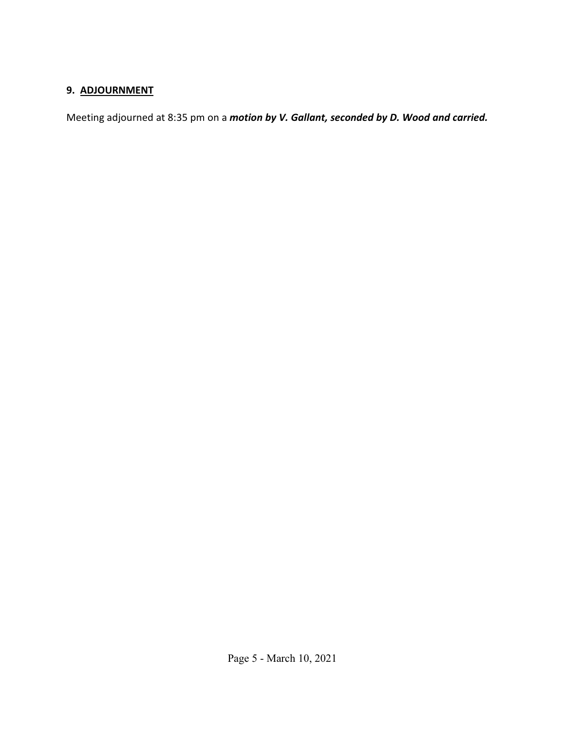## 9. ADJOURNMENT

Meeting adjourned at 8:35 pm on a ***motion by V. Gallant, seconded by D. Wood and carried.***